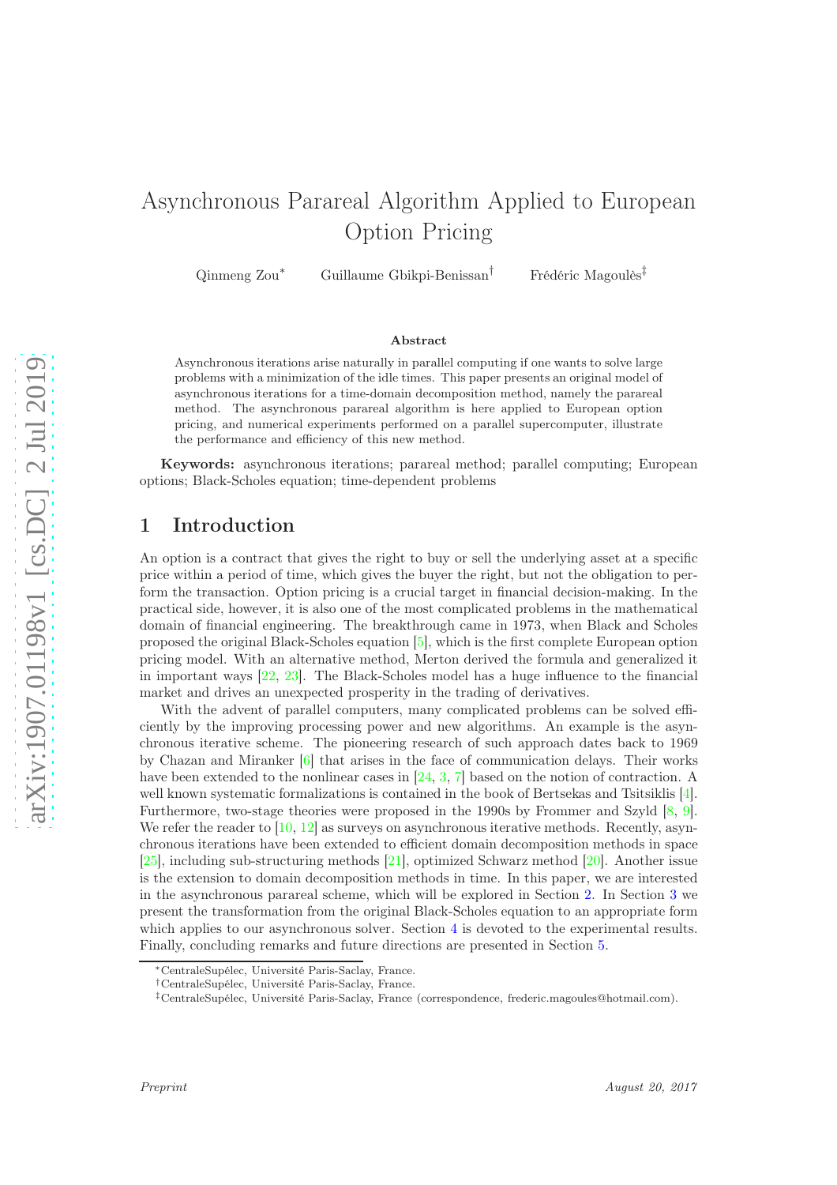# Asynchronous Parareal Algorithm Applied to European Option Pricing

Qinmeng Zou[*] Guillaume Gbikpi-Benissan[†] Frédéric Magoulès[‡]

## Abstract

Asynchronous iterations arise naturally in parallel computing if one wants to solve large problems with a minimization of the idle times. This paper presents an original model of asynchronous iterations for a time-domain decomposition method, namely the parareal method. The asynchronous parareal algorithm is here applied to European option pricing, and numerical experiments performed on a parallel supercomputer, illustrate the performance and efficiency of this new method.

**Keywords:** asynchronous iterations; parareal method; parallel computing; European options; Black-Scholes equation; time-dependent problems

## 1 Introduction

An option is a contract that gives the right to buy or sell the underlying asset at a specific price within a period of time, which gives the buyer the right, but not the obligation to perform the transaction. Option pricing is a crucial target in financial decision-making. In the practical side, however, it is also one of the most complicated problems in the mathematical domain of financial engineering. The breakthrough came in 1973, when Black and Scholes proposed the original Black-Scholes equation [5], which is the first complete European option pricing model. With an alternative method, Merton derived the formula and generalized it in important ways [22, 23]. The Black-Scholes model has a huge influence to the financial market and drives an unexpected prosperity in the trading of derivatives.

With the advent of parallel computers, many complicated problems can be solved efficiently by the improving processing power and new algorithms. An example is the asynchronous iterative scheme. The pioneering research of such approach dates back to 1969 by Chazan and Miranker [6] that arises in the face of communication delays. Their works have been extended to the nonlinear cases in [24, 3, 7] based on the notion of contraction. A well known systematic formalizations is contained in the book of Bertsekas and Tsitsiklis [4]. Furthermore, two-stage theories were proposed in the 1990s by Frommer and Szyld [8, 9]. We refer the reader to [10, 12] as surveys on asynchronous iterative methods. Recently, asynchronous iterations have been extended to efficient domain decomposition methods in space [25], including sub-structuring methods [21], optimized Schwarz method [20]. Another issue is the extension to domain decomposition methods in time. In this paper, we are interested in the asynchronous parareal scheme, which will be explored in Section 2. In Section 3 we present the transformation from the original Black-Scholes equation to an appropriate form which applies to our asynchronous solver. Section 4 is devoted to the experimental results. Finally, concluding remarks and future directions are presented in Section 5.

---

[*] CentraleSupélec, Université Paris-Saclay, France.

[†] CentraleSupélec, Université Paris-Saclay, France.

[‡] CentraleSupélec, Université Paris-Saclay, France (correspondence, frederic.magoules@hotmail.com).

*Preprint* *August 20, 2017*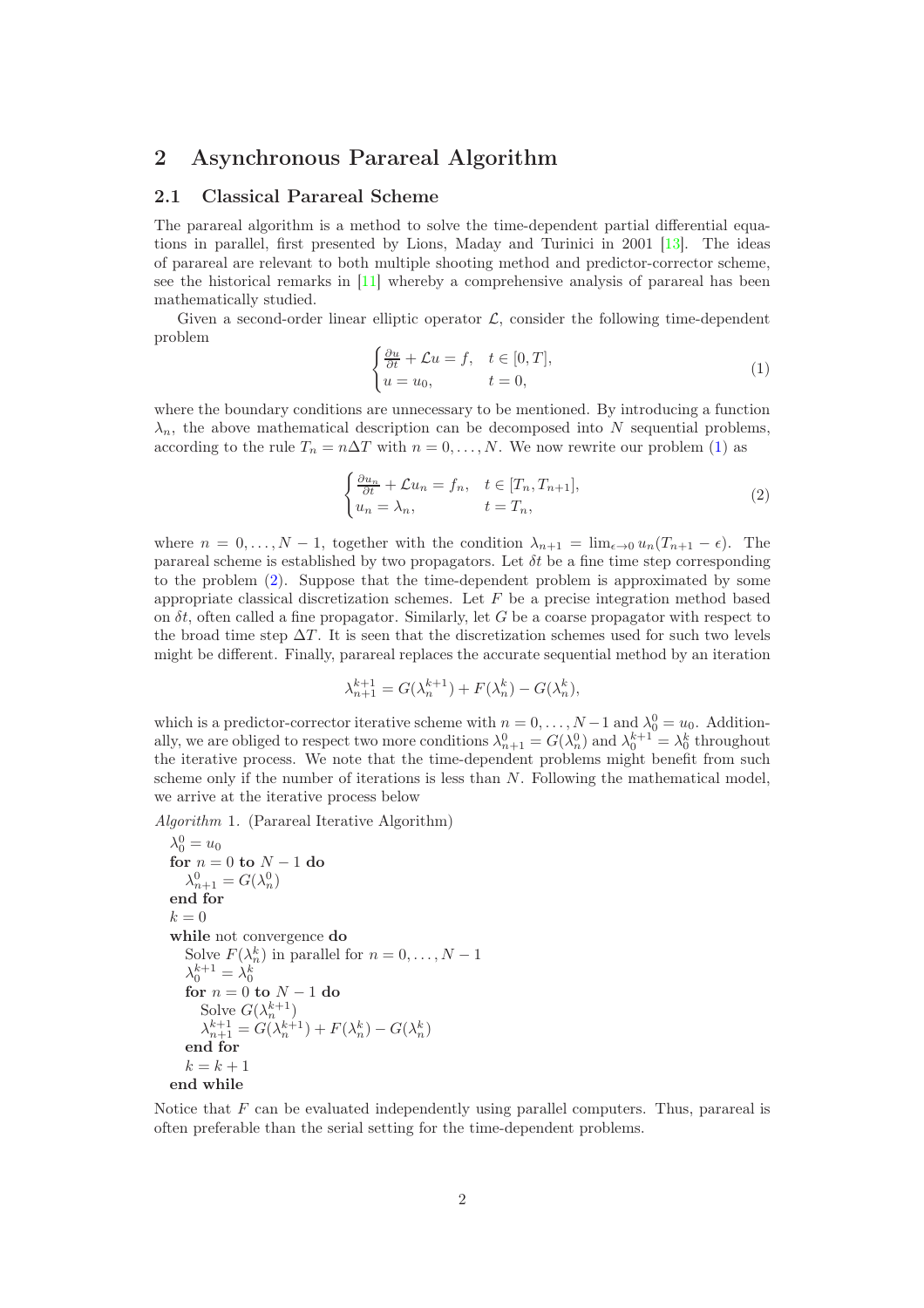# 2 Asynchronous Parareal Algorithm

## 2.1 Classical Parareal Scheme

The parareal algorithm is a method to solve the time-dependent partial differential equations in parallel, first presented by Lions, Maday and Turinici in 2001 [13]. The ideas of parareal are relevant to both multiple shooting method and predictor-corrector scheme, see the historical remarks in [11] whereby a comprehensive analysis of parareal has been mathematically studied.

Given a second-order linear elliptic operator $\mathcal{L}$, consider the following time-dependent problem

$$
\begin{cases} \frac{\partial u}{\partial t} + \mathcal{L}u = f, & t \in [0, T], \\ u = u_0, & t = 0, \end{cases} \tag{1}
$$

where the boundary conditions are unnecessary to be mentioned. By introducing a function $\lambda_n$, the above mathematical description can be decomposed into $N$ sequential problems, according to the rule $T_n = n\Delta T$ with $n = 0, \dots, N$. We now rewrite our problem (1) as

$$
\begin{cases} \frac{\partial u_n}{\partial t} + \mathcal{L}u_n = f_n, & t \in [T_n, T_{n+1}], \\ u_n = \lambda_n, & t = T_n, \end{cases} \tag{2}
$$

where $n = 0, \dots, N-1$, together with the condition $\lambda_{n+1} = \lim_{\epsilon \to 0} u_n(T_{n+1} - \epsilon)$. The parareal scheme is established by two propagators. Let $\delta t$ be a fine time step corresponding to the problem (2). Suppose that the time-dependent problem is approximated by some appropriate classical discretization schemes. Let $F$ be a precise integration method based on $\delta t$, often called a fine propagator. Similarly, let $G$ be a coarse propagator with respect to the broad time step $\Delta T$. It is seen that the discretization schemes used for such two levels might be different. Finally, parareal replaces the accurate sequential method by an iteration

$$
\lambda_{n+1}^{k+1} = G(\lambda_n^{k+1}) + F(\lambda_n^k) - G(\lambda_n^k),
$$

which is a predictor-corrector iterative scheme with $n = 0, \dots, N-1$ and $\lambda_0^0 = u_0$. Additionally, we are obliged to respect two more conditions $\lambda_{n+1}^0 = G(\lambda_n^0)$ and $\lambda_0^{k+1} = \lambda_0^k$ throughout the iterative process. We note that the time-dependent problems might benefit from such scheme only if the number of iterations is less than $N$. Following the mathematical model, we arrive at the iterative process below

*Algorithm* 1. (Parareal Iterative Algorithm)

$\lambda_0^0 = u_0$
**for** $n = 0$ **to** $N-1$ **do**
  $\lambda_{n+1}^0 = G(\lambda_n^0)$
**end for**
$k = 0$
**while** not convergence **do**
  Solve $F(\lambda_n^k)$ in parallel for $n = 0, \dots, N-1$
  $\lambda_0^{k+1} = \lambda_0^k$
  **for** $n = 0$ **to** $N-1$ **do**
    Solve $G(\lambda_n^{k+1})$
    $\lambda_{n+1}^{k+1} = G(\lambda_n^{k+1}) + F(\lambda_n^k) - G(\lambda_n^k)$
  **end for**
  $k = k + 1$
**end while**

Notice that $F$ can be evaluated independently using parallel computers. Thus, parareal is often preferable than the serial setting for the time-dependent problems.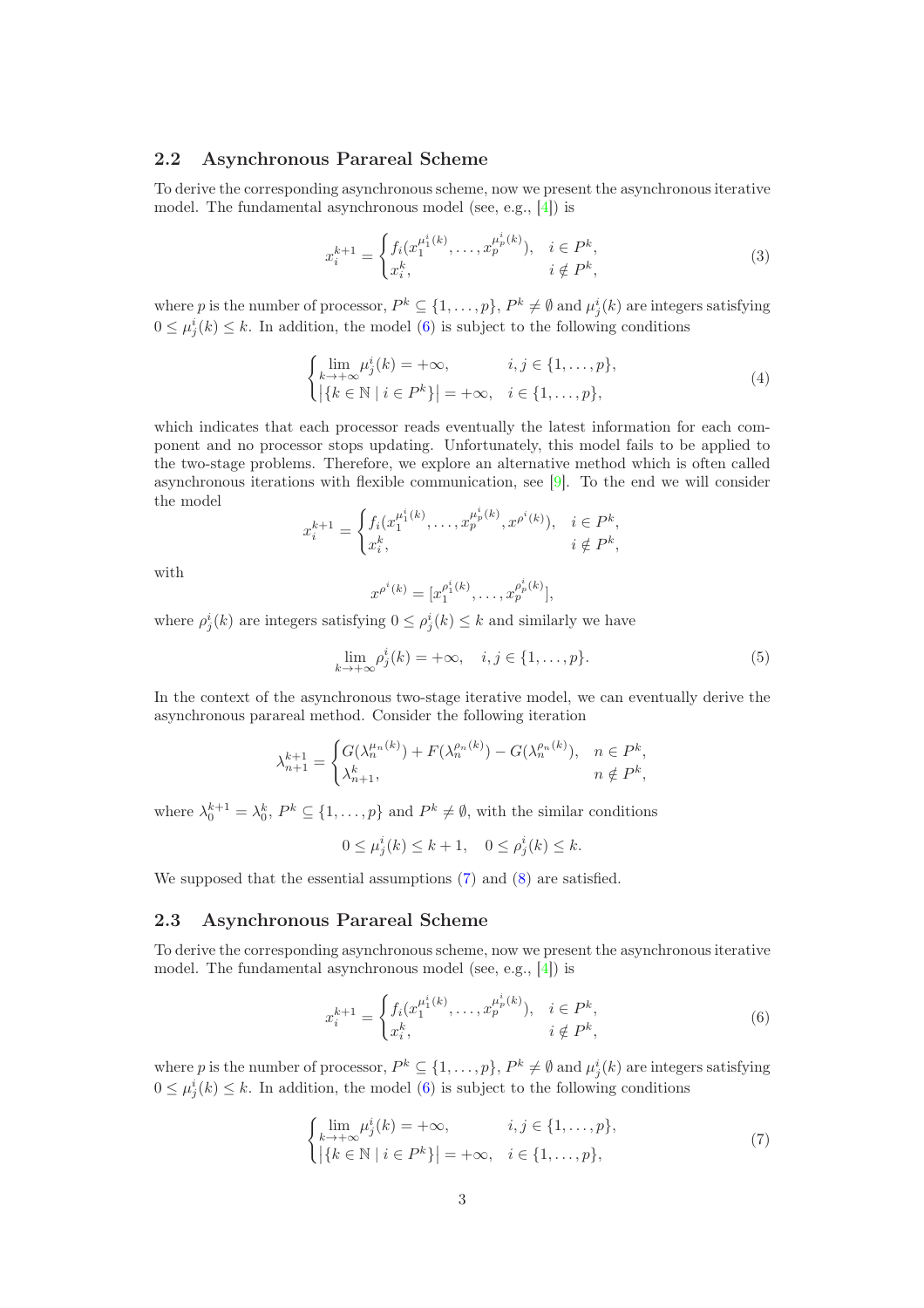## 2.2 Asynchronous Parareal Scheme

To derive the corresponding asynchronous scheme, now we present the asynchronous iterative model. The fundamental asynchronous model (see, e.g., [4]) is

$$x_i^{k+1} = \begin{cases} f_i(x_1^{\mu_1^i(k)}, \ldots, x_p^{\mu_p^i(k)}), & i \in P^k, \\ x_i^k, & i \notin P^k, \end{cases} \tag{3}$$

where $p$ is the number of processor, $P^k \subseteq \{1, \ldots, p\}$, $P^k \neq \emptyset$ and $\mu_j^i(k)$ are integers satisfying $0 \leq \mu_j^i(k) \leq k$. In addition, the model (6) is subject to the following conditions

$$\begin{cases} \lim\limits_{k \to +\infty} \mu_j^i(k) = +\infty, & i, j \in \{1, \ldots, p\}, \\ \left|\{k \in \mathbb{N} \mid i \in P^k\}\right| = +\infty, & i \in \{1, \ldots, p\}, \end{cases} \tag{4}$$

which indicates that each processor reads eventually the latest information for each component and no processor stops updating. Unfortunately, this model fails to be applied to the two-stage problems. Therefore, we explore an alternative method which is often called asynchronous iterations with flexible communication, see [9]. To the end we will consider the model

$$x_i^{k+1} = \begin{cases} f_i(x_1^{\mu_1^i(k)}, \ldots, x_p^{\mu_p^i(k)}, x^{\rho^i(k)}), & i \in P^k, \\ x_i^k, & i \notin P^k, \end{cases}$$

with

$$x^{\rho^i(k)} = [x_1^{\rho_1^i(k)}, \ldots, x_p^{\rho_p^i(k)}],$$

where $\rho_j^i(k)$ are integers satisfying $0 \leq \rho_j^i(k) \leq k$ and similarly we have

$$\lim_{k \to +\infty} \rho_j^i(k) = +\infty, \quad i, j \in \{1, \ldots, p\}. \tag{5}$$

In the context of the asynchronous two-stage iterative model, we can eventually derive the asynchronous parareal method. Consider the following iteration

$$\lambda_{n+1}^{k+1} = \begin{cases} G(\lambda_n^{\mu_n(k)}) + F(\lambda_n^{\rho_n(k)}) - G(\lambda_n^{\rho_n(k)}), & n \in P^k, \\ \lambda_{n+1}^k, & n \notin P^k, \end{cases}$$

where $\lambda_0^{k+1} = \lambda_0^k$, $P^k \subseteq \{1, \ldots, p\}$ and $P^k \neq \emptyset$, with the similar conditions

$$0 \leq \mu_j^i(k) \leq k+1, \quad 0 \leq \rho_j^i(k) \leq k.$$

We supposed that the essential assumptions (7) and (8) are satisfied.

## 2.3 Asynchronous Parareal Scheme

To derive the corresponding asynchronous scheme, now we present the asynchronous iterative model. The fundamental asynchronous model (see, e.g., [4]) is

$$x_i^{k+1} = \begin{cases} f_i(x_1^{\mu_1^i(k)}, \ldots, x_p^{\mu_p^i(k)}), & i \in P^k, \\ x_i^k, & i \notin P^k, \end{cases} \tag{6}$$

where $p$ is the number of processor, $P^k \subseteq \{1, \ldots, p\}$, $P^k \neq \emptyset$ and $\mu_j^i(k)$ are integers satisfying $0 \leq \mu_j^i(k) \leq k$. In addition, the model (6) is subject to the following conditions

$$\begin{cases} \lim\limits_{k \to +\infty} \mu_j^i(k) = +\infty, & i, j \in \{1, \ldots, p\}, \\ \left|\{k \in \mathbb{N} \mid i \in P^k\}\right| = +\infty, & i \in \{1, \ldots, p\}, \end{cases} \tag{7}$$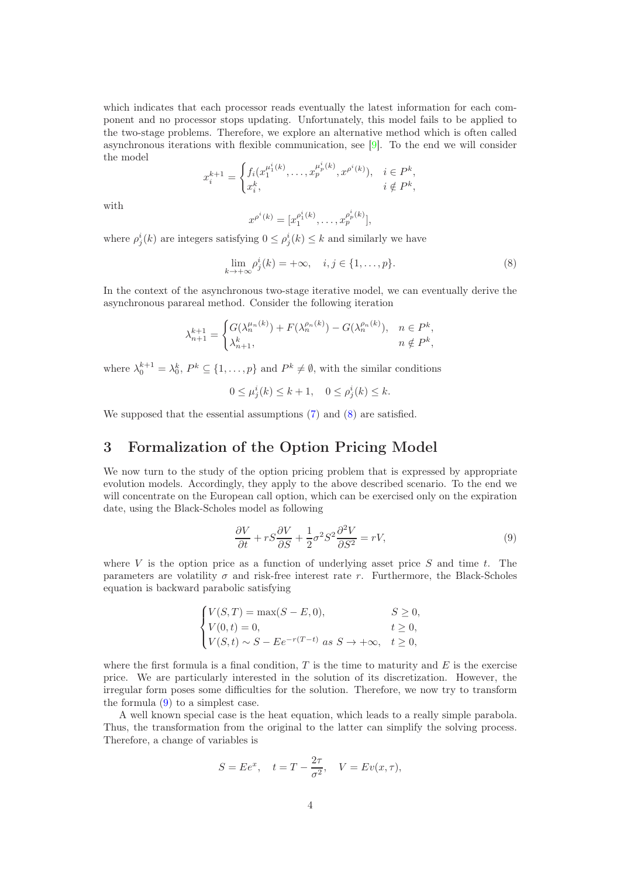which indicates that each processor reads eventually the latest information for each component and no processor stops updating. Unfortunately, this model fails to be applied to the two-stage problems. Therefore, we explore an alternative method which is often called asynchronous iterations with flexible communication, see [9]. To the end we will consider the model

$$x_i^{k+1} = \begin{cases} f_i(x_1^{\mu_1^i(k)}, \dots, x_p^{\mu_p^i(k)}, x^{\rho^i(k)}), & i \in P^k, \\ x_i^k, & i \notin P^k, \end{cases}$$

with

$$x^{\rho^i(k)} = [x_1^{\rho_1^i(k)}, \dots, x_p^{\rho_p^i(k)}],$$

where $\rho_j^i(k)$ are integers satisfying $0 \leq \rho_j^i(k) \leq k$ and similarly we have

$$\lim_{k \to +\infty} \rho_j^i(k) = +\infty, \quad i, j \in \{1, \dots, p\}. \tag{8}$$

In the context of the asynchronous two-stage iterative model, we can eventually derive the asynchronous parareal method. Consider the following iteration

$$\lambda_{n+1}^{k+1} = \begin{cases} G(\lambda_n^{\mu_n(k)}) + F(\lambda_n^{\rho_n(k)}) - G(\lambda_n^{\rho_n(k)}), & n \in P^k, \\ \lambda_{n+1}^k, & n \notin P^k, \end{cases}$$

where $\lambda_0^{k+1} = \lambda_0^k$, $P^k \subseteq \{1, \dots, p\}$ and $P^k \neq \emptyset$, with the similar conditions

$$0 \leq \mu_j^i(k) \leq k+1, \quad 0 \leq \rho_j^i(k) \leq k.$$

We supposed that the essential assumptions (7) and (8) are satisfied.

## 3 Formalization of the Option Pricing Model

We now turn to the study of the option pricing problem that is expressed by appropriate evolution models. Accordingly, they apply to the above described scenario. To the end we will concentrate on the European call option, which can be exercised only on the expiration date, using the Black-Scholes model as following

$$\frac{\partial V}{\partial t} + rS\frac{\partial V}{\partial S} + \frac{1}{2}\sigma^2 S^2 \frac{\partial^2 V}{\partial S^2} = rV, \tag{9}$$

where $V$ is the option price as a function of underlying asset price $S$ and time $t$. The parameters are volatility $\sigma$ and risk-free interest rate $r$. Furthermore, the Black-Scholes equation is backward parabolic satisfying

$$\begin{cases} V(S,T) = \max(S - E, 0), & S \geq 0, \\ V(0,t) = 0, & t \geq 0, \\ V(S,t) \sim S - Ee^{-r(T-t)} \text{ as } S \to +\infty, & t \geq 0, \end{cases}$$

where the first formula is a final condition, $T$ is the time to maturity and $E$ is the exercise price. We are particularly interested in the solution of its discretization. However, the irregular form poses some difficulties for the solution. Therefore, we now try to transform the formula (9) to a simplest case.

A well known special case is the heat equation, which leads to a really simple parabola. Thus, the transformation from the original to the latter can simplify the solving process. Therefore, a change of variables is

$$S = Ee^x, \quad t = T - \frac{2\tau}{\sigma^2}, \quad V = Ev(x, \tau),$$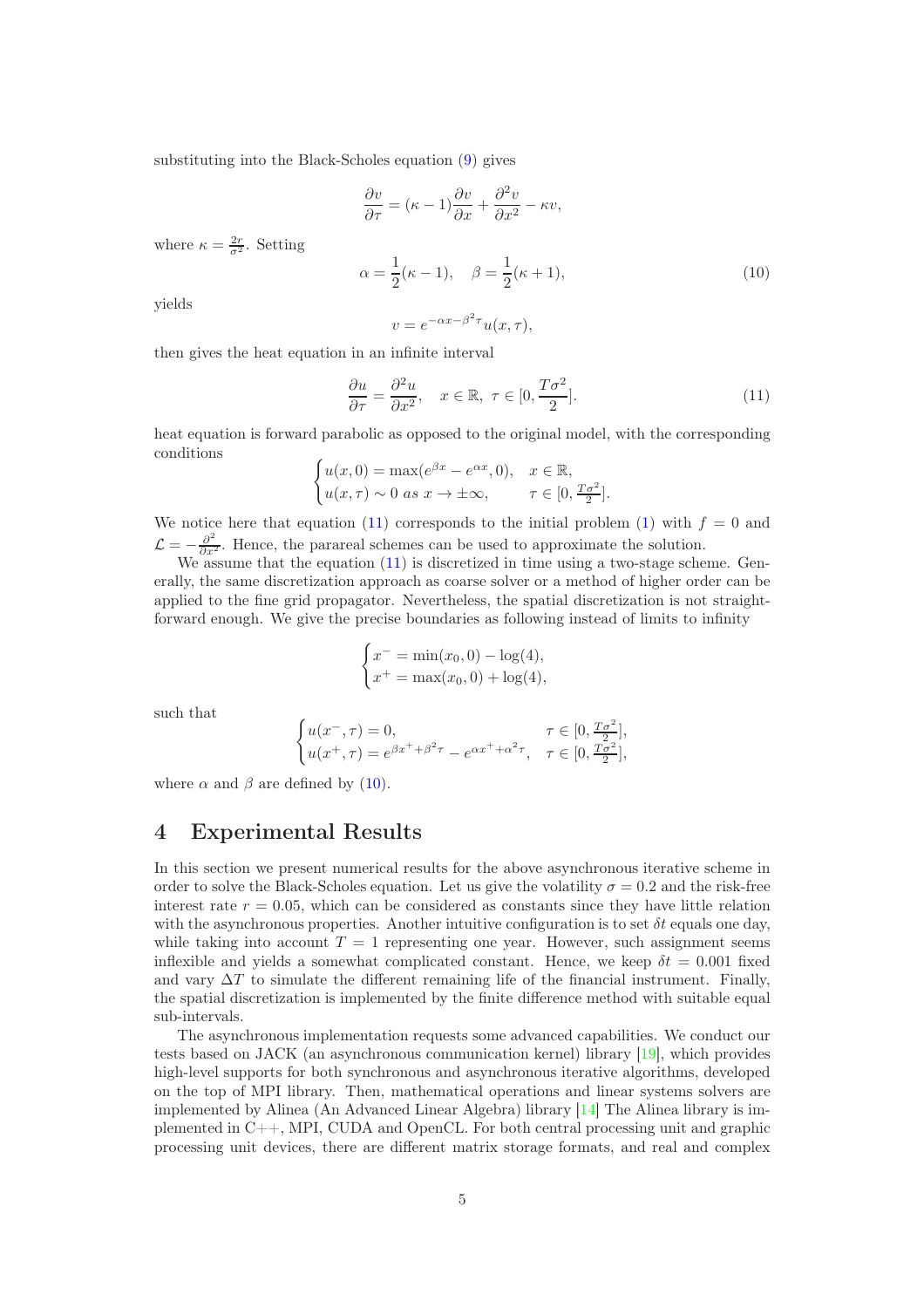substituting into the Black-Scholes equation (9) gives

$$\frac{\partial v}{\partial \tau} = (\kappa - 1)\frac{\partial v}{\partial x} + \frac{\partial^2 v}{\partial x^2} - \kappa v,$$

where $\kappa = \frac{2r}{\sigma^2}$. Setting

$$\alpha = \frac{1}{2}(\kappa - 1), \quad \beta = \frac{1}{2}(\kappa + 1), \tag{10}$$

yields

$$v = e^{-\alpha x - \beta^2 \tau} u(x, \tau),$$

then gives the heat equation in an infinite interval

$$\frac{\partial u}{\partial \tau} = \frac{\partial^2 u}{\partial x^2}, \quad x \in \mathbb{R}, \ \tau \in [0, \frac{T\sigma^2}{2}]. \tag{11}$$

heat equation is forward parabolic as opposed to the original model, with the corresponding conditions

$$\begin{cases} u(x, 0) = \max(e^{\beta x} - e^{\alpha x}, 0), & x \in \mathbb{R}, \\ u(x, \tau) \sim 0 \ as \ x \to \pm\infty, & \tau \in [0, \frac{T\sigma^2}{2}]. \end{cases}$$

We notice here that equation (11) corresponds to the initial problem (1) with $f = 0$ and $\mathcal{L} = -\frac{\partial^2}{\partial x^2}$. Hence, the parareal schemes can be used to approximate the solution.

We assume that the equation (11) is discretized in time using a two-stage scheme. Generally, the same discretization approach as coarse solver or a method of higher order can be applied to the fine grid propagator. Nevertheless, the spatial discretization is not straightforward enough. We give the precise boundaries as following instead of limits to infinity

$$\begin{cases} x^- = \min(x_0, 0) - \log(4), \\ x^+ = \max(x_0, 0) + \log(4), \end{cases}$$

such that

$$\begin{cases} u(x^-, \tau) = 0, & \tau \in [0, \frac{T\sigma^2}{2}], \\ u(x^+, \tau) = e^{\beta x^+ + \beta^2 \tau} - e^{\alpha x^+ + \alpha^2 \tau}, & \tau \in [0, \frac{T\sigma^2}{2}], \end{cases}$$

where $\alpha$ and $\beta$ are defined by (10).

## 4 Experimental Results

In this section we present numerical results for the above asynchronous iterative scheme in order to solve the Black-Scholes equation. Let us give the volatility $\sigma = 0.2$ and the risk-free interest rate $r = 0.05$, which can be considered as constants since they have little relation with the asynchronous properties. Another intuitive configuration is to set $\delta t$ equals one day, while taking into account $T = 1$ representing one year. However, such assignment seems inflexible and yields a somewhat complicated constant. Hence, we keep $\delta t = 0.001$ fixed and vary $\Delta T$ to simulate the different remaining life of the financial instrument. Finally, the spatial discretization is implemented by the finite difference method with suitable equal sub-intervals.

The asynchronous implementation requests some advanced capabilities. We conduct our tests based on JACK (an asynchronous communication kernel) library [19], which provides high-level supports for both synchronous and asynchronous iterative algorithms, developed on the top of MPI library. Then, mathematical operations and linear systems solvers are implemented by Alinea (An Advanced Linear Algebra) library [14] The Alinea library is implemented in C++, MPI, CUDA and OpenCL. For both central processing unit and graphic processing unit devices, there are different matrix storage formats, and real and complex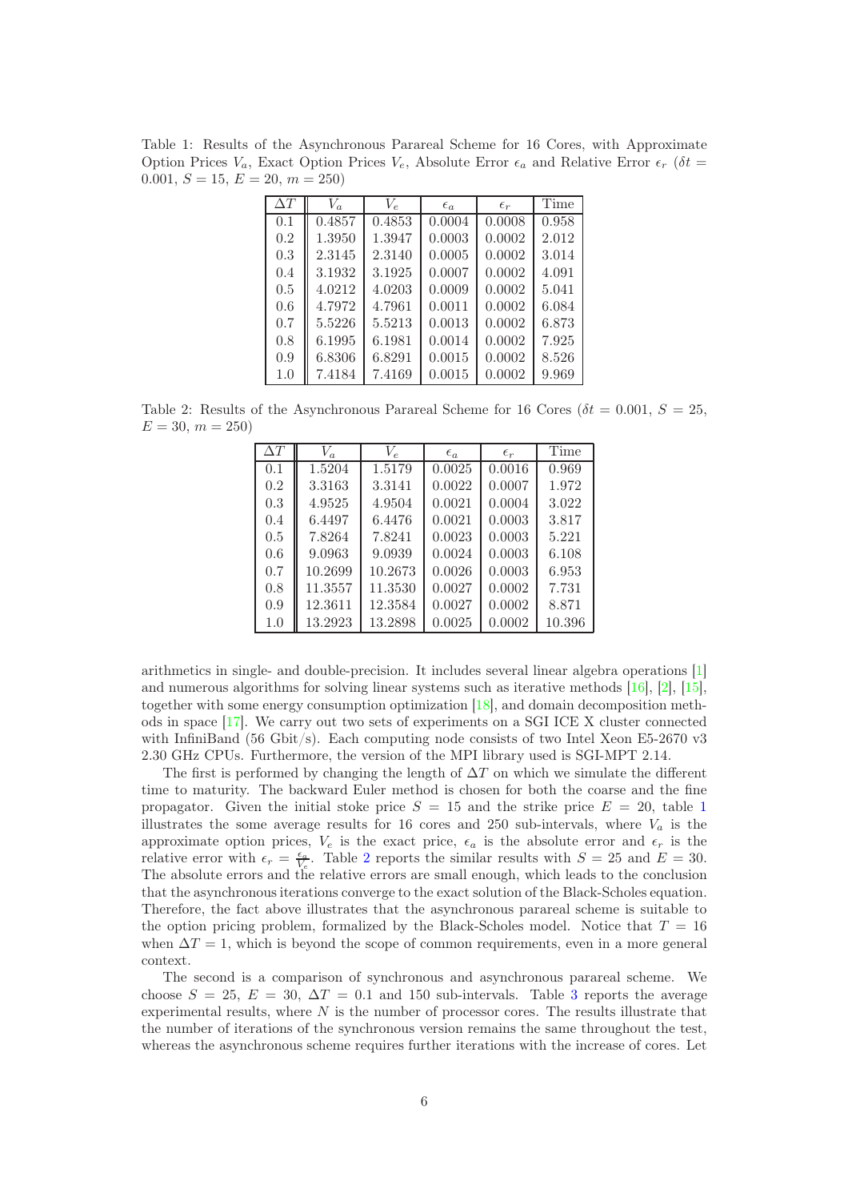Table 1: Results of the Asynchronous Parareal Scheme for 16 Cores, with Approximate Option Prices $V_a$, Exact Option Prices $V_e$, Absolute Error $\epsilon_a$ and Relative Error $\epsilon_r$ ($\delta t = 0.001$, $S = 15$, $E = 20$, $m = 250$)

| $\Delta T$ | $V_a$ | $V_e$ | $\epsilon_a$ | $\epsilon_r$ | Time |
|---|---|---|---|---|---|
| 0.1 | 0.4857 | 0.4853 | 0.0004 | 0.0008 | 0.958 |
| 0.2 | 1.3950 | 1.3947 | 0.0003 | 0.0002 | 2.012 |
| 0.3 | 2.3145 | 2.3140 | 0.0005 | 0.0002 | 3.014 |
| 0.4 | 3.1932 | 3.1925 | 0.0007 | 0.0002 | 4.091 |
| 0.5 | 4.0212 | 4.0203 | 0.0009 | 0.0002 | 5.041 |
| 0.6 | 4.7972 | 4.7961 | 0.0011 | 0.0002 | 6.084 |
| 0.7 | 5.5226 | 5.5213 | 0.0013 | 0.0002 | 6.873 |
| 0.8 | 6.1995 | 6.1981 | 0.0014 | 0.0002 | 7.925 |
| 0.9 | 6.8306 | 6.8291 | 0.0015 | 0.0002 | 8.526 |
| 1.0 | 7.4184 | 7.4169 | 0.0015 | 0.0002 | 9.969 |

Table 2: Results of the Asynchronous Parareal Scheme for 16 Cores ($\delta t = 0.001$, $S = 25$, $E = 30$, $m = 250$)

| $\Delta T$ | $V_a$ | $V_e$ | $\epsilon_a$ | $\epsilon_r$ | Time |
|---|---|---|---|---|---|
| 0.1 | 1.5204 | 1.5179 | 0.0025 | 0.0016 | 0.969 |
| 0.2 | 3.3163 | 3.3141 | 0.0022 | 0.0007 | 1.972 |
| 0.3 | 4.9525 | 4.9504 | 0.0021 | 0.0004 | 3.022 |
| 0.4 | 6.4497 | 6.4476 | 0.0021 | 0.0003 | 3.817 |
| 0.5 | 7.8264 | 7.8241 | 0.0023 | 0.0003 | 5.221 |
| 0.6 | 9.0963 | 9.0939 | 0.0024 | 0.0003 | 6.108 |
| 0.7 | 10.2699 | 10.2673 | 0.0026 | 0.0003 | 6.953 |
| 0.8 | 11.3557 | 11.3530 | 0.0027 | 0.0002 | 7.731 |
| 0.9 | 12.3611 | 12.3584 | 0.0027 | 0.0002 | 8.871 |
| 1.0 | 13.2923 | 13.2898 | 0.0025 | 0.0002 | 10.396 |

arithmetics in single- and double-precision. It includes several linear algebra operations [1] and numerous algorithms for solving linear systems such as iterative methods [16], [2], [15], together with some energy consumption optimization [18], and domain decomposition methods in space [17]. We carry out two sets of experiments on a SGI ICE X cluster connected with InfiniBand (56 Gbit/s). Each computing node consists of two Intel Xeon E5-2670 v3 2.30 GHz CPUs. Furthermore, the version of the MPI library used is SGI-MPT 2.14.

The first is performed by changing the length of $\Delta T$ on which we simulate the different time to maturity. The backward Euler method is chosen for both the coarse and the fine propagator. Given the initial stoke price $S = 15$ and the strike price $E = 20$, table 1 illustrates the some average results for 16 cores and 250 sub-intervals, where $V_a$ is the approximate option prices, $V_e$ is the exact price, $\epsilon_a$ is the absolute error and $\epsilon_r$ is the relative error with $\epsilon_r = \frac{\epsilon_a}{V_e}$. Table 2 reports the similar results with $S = 25$ and $E = 30$. The absolute errors and the relative errors are small enough, which leads to the conclusion that the asynchronous iterations converge to the exact solution of the Black-Scholes equation. Therefore, the fact above illustrates that the asynchronous parareal scheme is suitable to the option pricing problem, formalized by the Black-Scholes model. Notice that $T = 16$ when $\Delta T = 1$, which is beyond the scope of common requirements, even in a more general context.

The second is a comparison of synchronous and asynchronous parareal scheme. We choose $S = 25$, $E = 30$, $\Delta T = 0.1$ and 150 sub-intervals. Table 3 reports the average experimental results, where $N$ is the number of processor cores. The results illustrate that the number of iterations of the synchronous version remains the same throughout the test, whereas the asynchronous scheme requires further iterations with the increase of cores. Let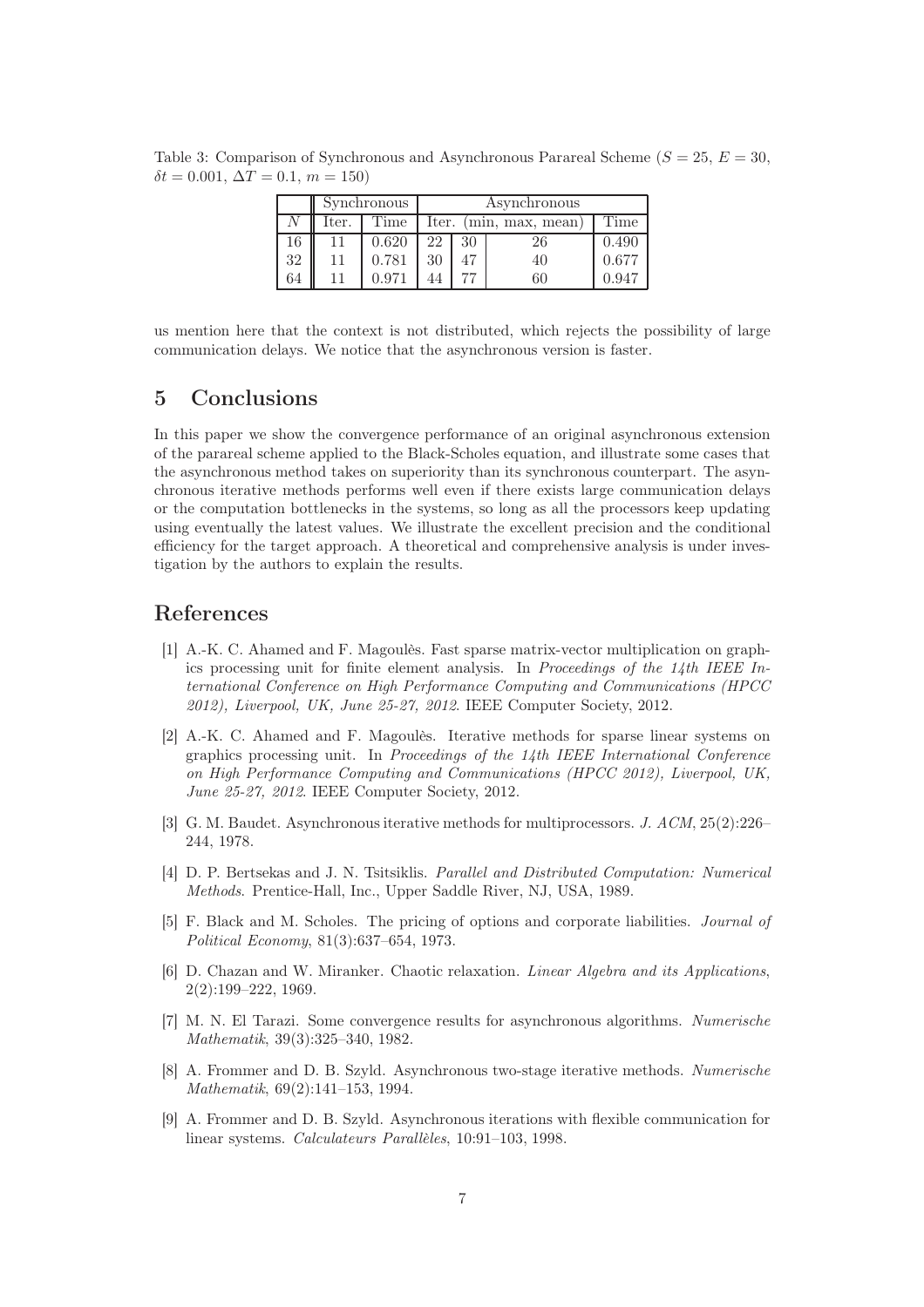Table 3: Comparison of Synchronous and Asynchronous Parareal Scheme ($S = 25$, $E = 30$, $\delta t = 0.001$, $\Delta T = 0.1$, $m = 150$)

| | Synchronous | | Asynchronous | | | |
|---|---|---|---|---|---|---|
| $N$ | Iter. | Time | Iter. (min, max, mean) | | | Time |
| 16 | 11 | 0.620 | 22 | 30 | 26 | 0.490 |
| 32 | 11 | 0.781 | 30 | 47 | 40 | 0.677 |
| 64 | 11 | 0.971 | 44 | 77 | 60 | 0.947 |

us mention here that the context is not distributed, which rejects the possibility of large communication delays. We notice that the asynchronous version is faster.

## 5 Conclusions

In this paper we show the convergence performance of an original asynchronous extension of the parareal scheme applied to the Black-Scholes equation, and illustrate some cases that the asynchronous method takes on superiority than its synchronous counterpart. The asynchronous iterative methods performs well even if there exists large communication delays or the computation bottlenecks in the systems, so long as all the processors keep updating using eventually the latest values. We illustrate the excellent precision and the conditional efficiency for the target approach. A theoretical and comprehensive analysis is under investigation by the authors to explain the results.

## References

[1] A.-K. C. Ahamed and F. Magoulès. Fast sparse matrix-vector multiplication on graphics processing unit for finite element analysis. In *Proceedings of the 14th IEEE International Conference on High Performance Computing and Communications (HPCC 2012), Liverpool, UK, June 25-27, 2012*. IEEE Computer Society, 2012.

[2] A.-K. C. Ahamed and F. Magoulès. Iterative methods for sparse linear systems on graphics processing unit. In *Proceedings of the 14th IEEE International Conference on High Performance Computing and Communications (HPCC 2012), Liverpool, UK, June 25-27, 2012*. IEEE Computer Society, 2012.

[3] G. M. Baudet. Asynchronous iterative methods for multiprocessors. *J. ACM*, 25(2):226–244, 1978.

[4] D. P. Bertsekas and J. N. Tsitsiklis. *Parallel and Distributed Computation: Numerical Methods*. Prentice-Hall, Inc., Upper Saddle River, NJ, USA, 1989.

[5] F. Black and M. Scholes. The pricing of options and corporate liabilities. *Journal of Political Economy*, 81(3):637–654, 1973.

[6] D. Chazan and W. Miranker. Chaotic relaxation. *Linear Algebra and its Applications*, 2(2):199–222, 1969.

[7] M. N. El Tarazi. Some convergence results for asynchronous algorithms. *Numerische Mathematik*, 39(3):325–340, 1982.

[8] A. Frommer and D. B. Szyld. Asynchronous two-stage iterative methods. *Numerische Mathematik*, 69(2):141–153, 1994.

[9] A. Frommer and D. B. Szyld. Asynchronous iterations with flexible communication for linear systems. *Calculateurs Parallèles*, 10:91–103, 1998.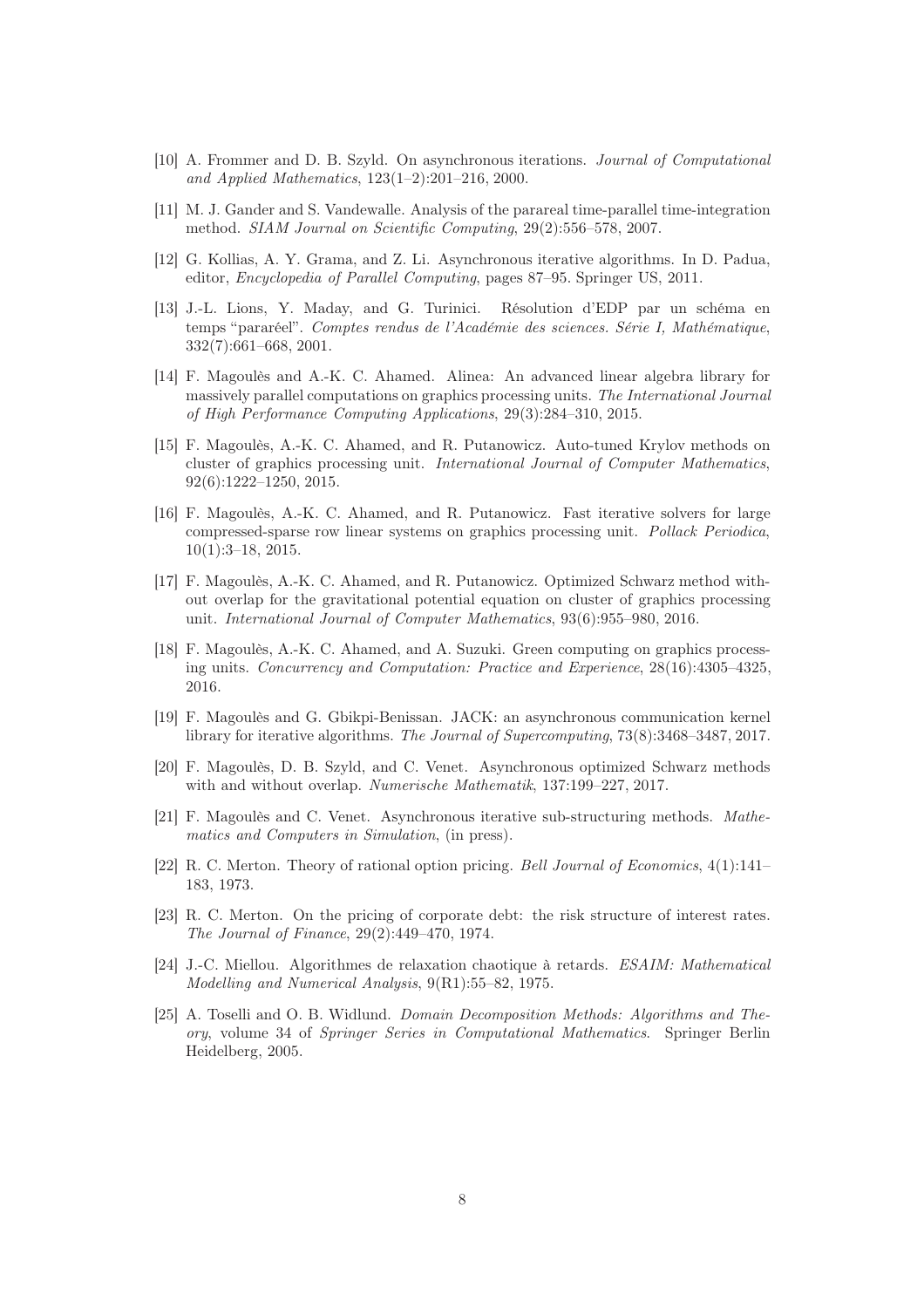[10] A. Frommer and D. B. Szyld. On asynchronous iterations. *Journal of Computational and Applied Mathematics*, 123(1–2):201–216, 2000.

[11] M. J. Gander and S. Vandewalle. Analysis of the parareal time-parallel time-integration method. *SIAM Journal on Scientific Computing*, 29(2):556–578, 2007.

[12] G. Kollias, A. Y. Grama, and Z. Li. Asynchronous iterative algorithms. In D. Padua, editor, *Encyclopedia of Parallel Computing*, pages 87–95. Springer US, 2011.

[13] J.-L. Lions, Y. Maday, and G. Turinici. Résolution d'EDP par un schéma en temps "pararéel". *Comptes rendus de l'Académie des sciences. Série I, Mathématique*, 332(7):661–668, 2001.

[14] F. Magoulès and A.-K. C. Ahamed. Alinea: An advanced linear algebra library for massively parallel computations on graphics processing units. *The International Journal of High Performance Computing Applications*, 29(3):284–310, 2015.

[15] F. Magoulès, A.-K. C. Ahamed, and R. Putanowicz. Auto-tuned Krylov methods on cluster of graphics processing unit. *International Journal of Computer Mathematics*, 92(6):1222–1250, 2015.

[16] F. Magoulès, A.-K. C. Ahamed, and R. Putanowicz. Fast iterative solvers for large compressed-sparse row linear systems on graphics processing unit. *Pollack Periodica*, 10(1):3–18, 2015.

[17] F. Magoulès, A.-K. C. Ahamed, and R. Putanowicz. Optimized Schwarz method without overlap for the gravitational potential equation on cluster of graphics processing unit. *International Journal of Computer Mathematics*, 93(6):955–980, 2016.

[18] F. Magoulès, A.-K. C. Ahamed, and A. Suzuki. Green computing on graphics processing units. *Concurrency and Computation: Practice and Experience*, 28(16):4305–4325, 2016.

[19] F. Magoulès and G. Gbikpi-Benissan. JACK: an asynchronous communication kernel library for iterative algorithms. *The Journal of Supercomputing*, 73(8):3468–3487, 2017.

[20] F. Magoulès, D. B. Szyld, and C. Venet. Asynchronous optimized Schwarz methods with and without overlap. *Numerische Mathematik*, 137:199–227, 2017.

[21] F. Magoulès and C. Venet. Asynchronous iterative sub-structuring methods. *Mathematics and Computers in Simulation*, (in press).

[22] R. C. Merton. Theory of rational option pricing. *Bell Journal of Economics*, 4(1):141–183, 1973.

[23] R. C. Merton. On the pricing of corporate debt: the risk structure of interest rates. *The Journal of Finance*, 29(2):449–470, 1974.

[24] J.-C. Miellou. Algorithmes de relaxation chaotique à retards. *ESAIM: Mathematical Modelling and Numerical Analysis*, 9(R1):55–82, 1975.

[25] A. Toselli and O. B. Widlund. *Domain Decomposition Methods: Algorithms and Theory*, volume 34 of *Springer Series in Computational Mathematics*. Springer Berlin Heidelberg, 2005.